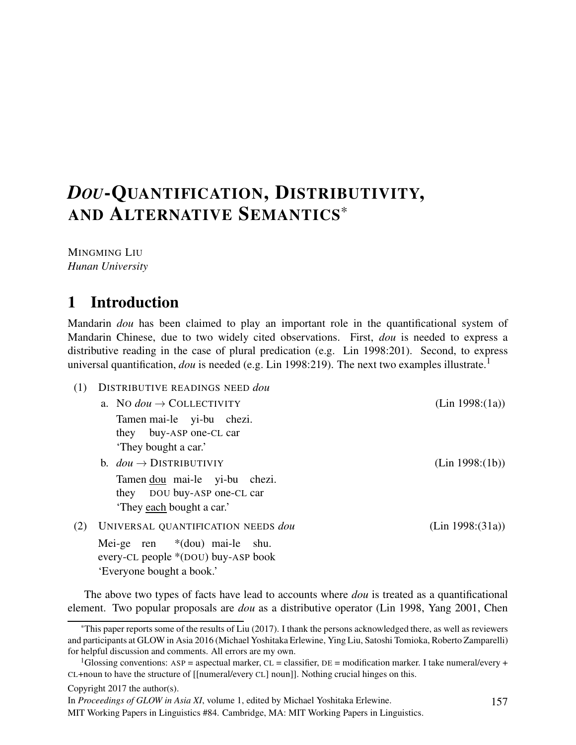# *DOU*-QUANTIFICATION, DISTRIBUTIVITY, AND ALTERNATIVE SEMANTICS[*]

MINGMING LIU
*Hunan University*

## 1 Introduction

Mandarin *dou* has been claimed to play an important role in the quantificational system of Mandarin Chinese, due to two widely cited observations. First, *dou* is needed to express a distributive reading in the case of plural predication (e.g. Lin 1998:201). Second, to express universal quantification, *dou* is needed (e.g. Lin 1998:219). The next two examples illustrate.[1]

(1) DISTRIBUTIVE READINGS NEED *dou*

a. NO *dou* → COLLECTIVITY (Lin 1998:(1a))

Tamen mai-le yi-bu chezi.
they buy-ASP one-CL car
'They bought a car.'

b. *dou* → DISTRIBUTIVIY (Lin 1998:(1b))

Tamen dou mai-le yi-bu chezi.
they DOU buy-ASP one-CL car
'They each bought a car.'

(2) UNIVERSAL QUANTIFICATION NEEDS *dou* (Lin 1998:(31a))

Mei-ge ren *(dou) mai-le shu.
every-CL people *(DOU) buy-ASP book
'Everyone bought a book.'

The above two types of facts have lead to accounts where *dou* is treated as a quantificational element. Two popular proposals are *dou* as a distributive operator (Lin 1998, Yang 2001, Chen

---

[*] This paper reports some of the results of Liu (2017). I thank the persons acknowledged there, as well as reviewers and participants at GLOW in Asia 2016 (Michael Yoshitaka Erlewine, Ying Liu, Satoshi Tomioka, Roberto Zamparelli) for helpful discussion and comments. All errors are my own.

[1] Glossing conventions: ASP = aspectual marker, CL = classifier, DE = modification marker. I take numeral/every + CL+noun to have the structure of [[numeral/every CL] noun]]. Nothing crucial hinges on this.

Copyright 2017 the author(s).
In *Proceedings of GLOW in Asia XI*, volume 1, edited by Michael Yoshitaka Erlewine.
MIT Working Papers in Linguistics #84. Cambridge, MA: MIT Working Papers in Linguistics.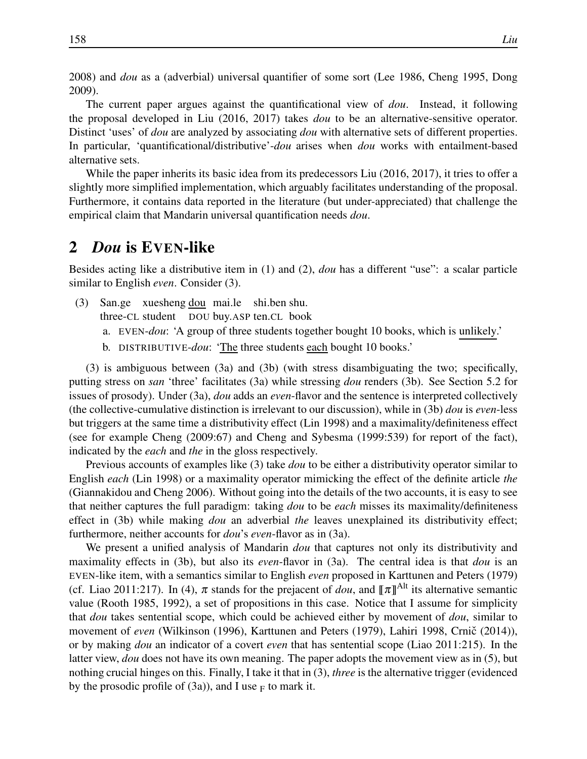2008) and *dou* as a (adverbial) universal quantifier of some sort (Lee 1986, Cheng 1995, Dong 2009).

The current paper argues against the quantificational view of *dou*. Instead, it following the proposal developed in Liu (2016, 2017) takes *dou* to be an alternative-sensitive operator. Distinct 'uses' of *dou* are analyzed by associating *dou* with alternative sets of different properties. In particular, 'quantificational/distributive'-*dou* arises when *dou* works with entailment-based alternative sets.

While the paper inherits its basic idea from its predecessors Liu (2016, 2017), it tries to offer a slightly more simplified implementation, which arguably facilitates understanding of the proposal. Furthermore, it contains data reported in the literature (but under-appreciated) that challenge the empirical claim that Mandarin universal quantification needs *dou*.

## 2 *Dou* is EVEN-like

Besides acting like a distributive item in (1) and (2), *dou* has a different "use": a scalar particle similar to English *even*. Consider (3).

(3) San.ge xuesheng <u>dou</u> mai.le shi.ben shu.
three-CL student DOU buy.ASP ten.CL book

a. EVEN-*dou*: 'A group of three students together bought 10 books, which is <u>unlikely</u>.'

b. DISTRIBUTIVE-*dou*: '<u>The</u> three students <u>each</u> bought 10 books.'

(3) is ambiguous between (3a) and (3b) (with stress disambiguating the two; specifically, putting stress on *san* 'three' facilitates (3a) while stressing *dou* renders (3b). See Section 5.2 for issues of prosody). Under (3a), *dou* adds an *even*-flavor and the sentence is interpreted collectively (the collective-cumulative distinction is irrelevant to our discussion), while in (3b) *dou* is *even*-less but triggers at the same time a distributivity effect (Lin 1998) and a maximality/definiteness effect (see for example Cheng (2009:67) and Cheng and Sybesma (1999:539) for report of the fact), indicated by the *each* and *the* in the gloss respectively.

Previous accounts of examples like (3) take *dou* to be either a distributivity operator similar to English *each* (Lin 1998) or a maximality operator mimicking the effect of the definite article *the* (Giannakidou and Cheng 2006). Without going into the details of the two accounts, it is easy to see that neither captures the full paradigm: taking *dou* to be *each* misses its maximality/definiteness effect in (3b) while making *dou* an adverbial *the* leaves unexplained its distributivity effect; furthermore, neither accounts for *dou*'s *even*-flavor as in (3a).

We present a unified analysis of Mandarin *dou* that captures not only its distributivity and maximality effects in (3b), but also its *even*-flavor in (3a). The central idea is that *dou* is an EVEN-like item, with a semantics similar to English *even* proposed in Karttunen and Peters (1979) (cf. Liao 2011:217). In (4), $\pi$ stands for the prejacent of *dou*, and $[\![\pi]\!]^{\text{Alt}}$ its alternative semantic value (Rooth 1985, 1992), a set of propositions in this case. Notice that I assume for simplicity that *dou* takes sentential scope, which could be achieved either by movement of *dou*, similar to movement of *even* (Wilkinson (1996), Karttunen and Peters (1979), Lahiri 1998, Crnič (2014)), or by making *dou* an indicator of a covert *even* that has sentential scope (Liao 2011:215). In the latter view, *dou* does not have its own meaning. The paper adopts the movement view as in (5), but nothing crucial hinges on this. Finally, I take it that in (3), *three* is the alternative trigger (evidenced by the prosodic profile of (3a)), and I use $_{\text{F}}$ to mark it.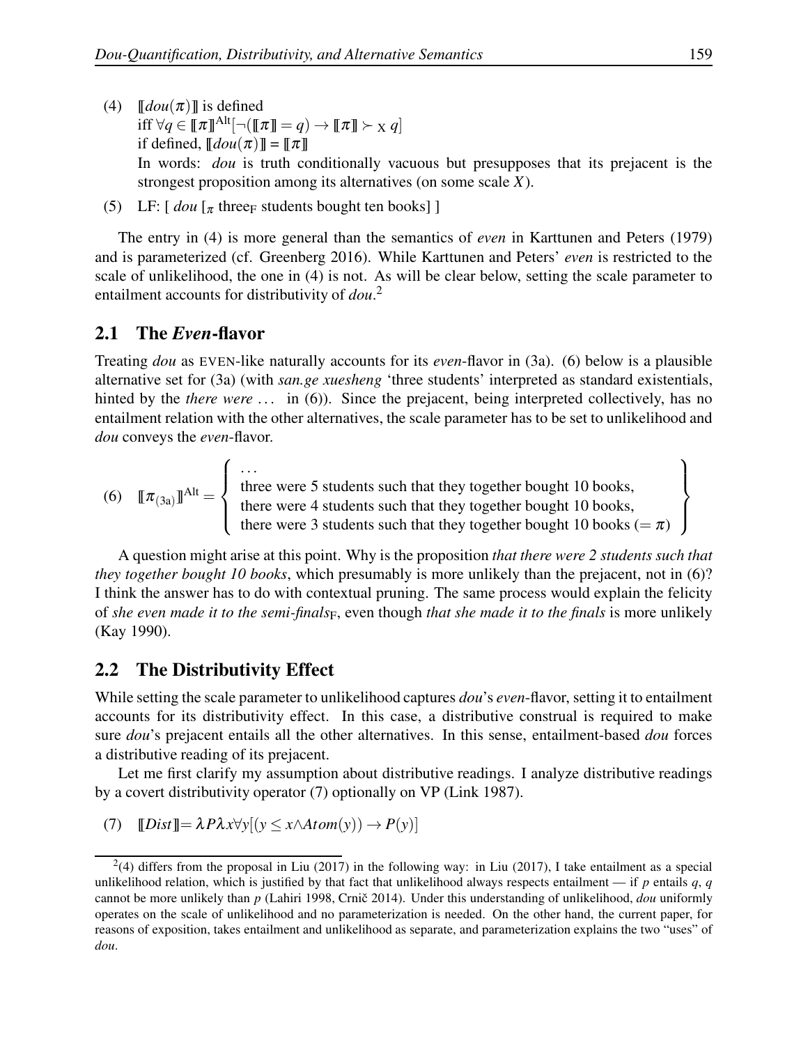(4) $[\![dou(\pi)]\!]$ is defined
iff $\forall q \in [\![\pi]\!]^{\text{Alt}}[\neg([\![\pi]\!] = q) \rightarrow [\![\pi]\!] \succ_X q]$
if defined, $[\![dou(\pi)]\!] = [\![\pi]\!]$
In words: *dou* is truth conditionally vacuous but presupposes that its prejacent is the strongest proposition among its alternatives (on some scale $X$).

(5) LF: [ *dou* [$_\pi$ three$_F$ students bought ten books] ]

The entry in (4) is more general than the semantics of *even* in Karttunen and Peters (1979) and is parameterized (cf. Greenberg 2016). While Karttunen and Peters' *even* is restricted to the scale of unlikelihood, the one in (4) is not. As will be clear below, setting the scale parameter to entailment accounts for distributivity of *dou*.[2]

## 2.1 The *Even*-flavor

Treating *dou* as EVEN-like naturally accounts for its *even*-flavor in (3a). (6) below is a plausible alternative set for (3a) (with *san.ge xuesheng* 'three students' interpreted as standard existentials, hinted by the *there were* ... in (6)). Since the prejacent, being interpreted collectively, has no entailment relation with the other alternatives, the scale parameter has to be set to unlikelihood and *dou* conveys the *even*-flavor.

$$
(6)\quad [\![\pi_{(3a)}]\!]^{\text{Alt}} = \left\{ \begin{array}{l} \ldots \\ \text{three were 5 students such that they together bought 10 books,} \\ \text{there were 4 students such that they together bought 10 books,} \\ \text{there were 3 students such that they together bought 10 books } (= \pi) \end{array} \right\}
$$

A question might arise at this point. Why is the proposition *that there were 2 students such that they together bought 10 books*, which presumably is more unlikely than the prejacent, not in (6)? I think the answer has to do with contextual pruning. The same process would explain the felicity of *she even made it to the semi-finals*$_F$, even though *that she made it to the finals* is more unlikely (Kay 1990).

## 2.2 The Distributivity Effect

While setting the scale parameter to unlikelihood captures *dou*'s *even*-flavor, setting it to entailment accounts for its distributivity effect. In this case, a distributive construal is required to make sure *dou*'s prejacent entails all the other alternatives. In this sense, entailment-based *dou* forces a distributive reading of its prejacent.

Let me first clarify my assumption about distributive readings. I analyze distributive readings by a covert distributivity operator (7) optionally on VP (Link 1987).

(7) $[\![Dist]\!] = \lambda P \lambda x \forall y[(y \leq x \wedge Atom(y)) \rightarrow P(y)]$

---

[2] (4) differs from the proposal in Liu (2017) in the following way: in Liu (2017), I take entailment as a special unlikelihood relation, which is justified by that fact that unlikelihood always respects entailment — if $p$ entails $q$, $q$ cannot be more unlikely than $p$ (Lahiri 1998, Crnič 2014). Under this understanding of unlikelihood, *dou* uniformly operates on the scale of unlikelihood and no parameterization is needed. On the other hand, the current paper, for reasons of exposition, takes entailment and unlikelihood as separate, and parameterization explains the two "uses" of *dou*.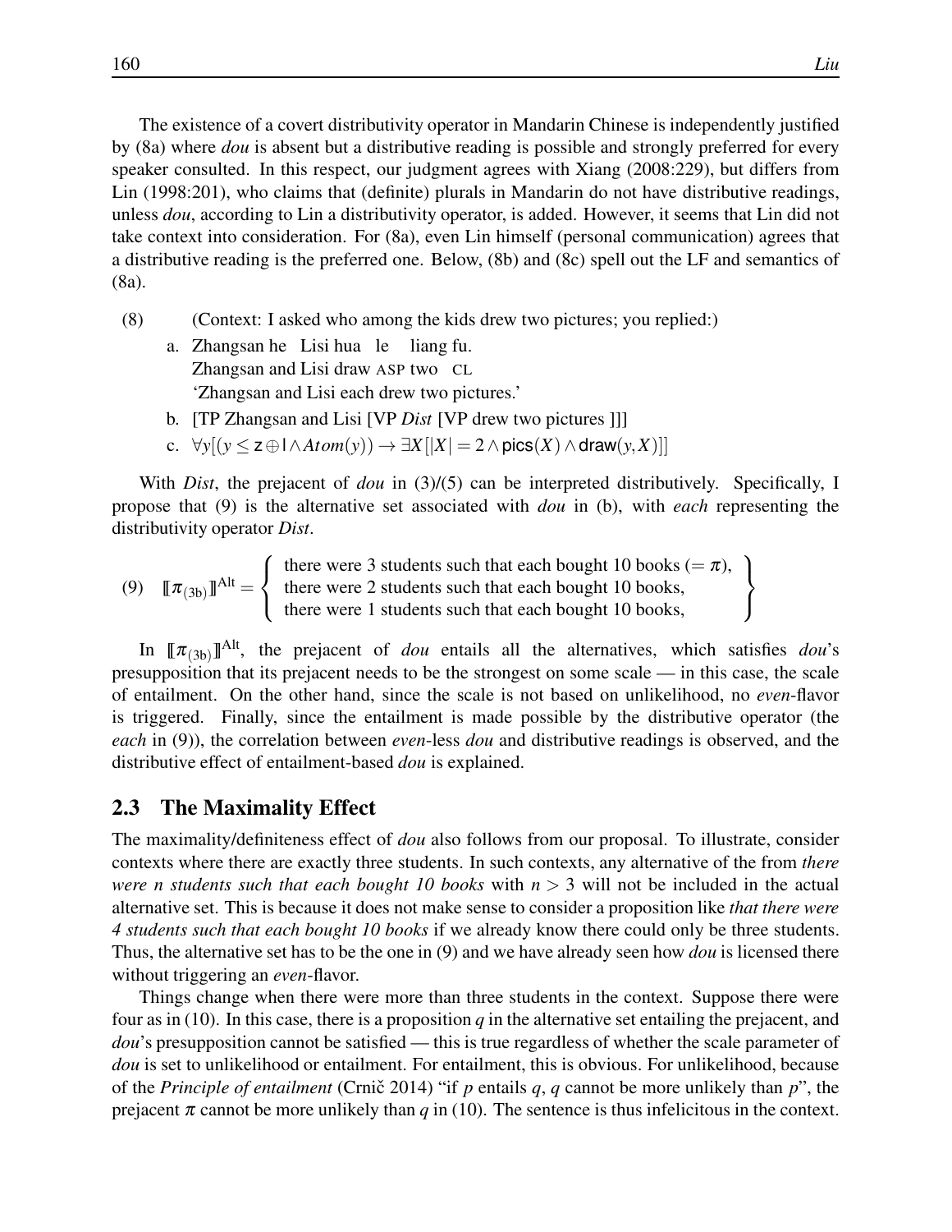The existence of a covert distributivity operator in Mandarin Chinese is independently justified by (8a) where *dou* is absent but a distributive reading is possible and strongly preferred for every speaker consulted. In this respect, our judgment agrees with Xiang (2008:229), but differs from Lin (1998:201), who claims that (definite) plurals in Mandarin do not have distributive readings, unless *dou*, according to Lin a distributivity operator, is added. However, it seems that Lin did not take context into consideration. For (8a), even Lin himself (personal communication) agrees that a distributive reading is the preferred one. Below, (8b) and (8c) spell out the LF and semantics of (8a).

(8) (Context: I asked who among the kids drew two pictures; you replied:)

a. Zhangsan he Lisi hua le liang fu.
   Zhangsan and Lisi draw ASP two CL
   'Zhangsan and Lisi each drew two pictures.'

b. [TP Zhangsan and Lisi [VP *Dist* [VP drew two pictures ]]]

c. $\forall y[(y \leq \mathsf{z} \oplus \mathsf{l} \wedge Atom(y)) \rightarrow \exists X[|X| = 2 \wedge \mathsf{pics}(X) \wedge \mathsf{draw}(y, X)]]$

With *Dist*, the prejacent of *dou* in (3)/(5) can be interpreted distributively. Specifically, I propose that (9) is the alternative set associated with *dou* in (b), with *each* representing the distributivity operator *Dist*.

(9) $$[\![\pi_{(3b)}]\!]^{\text{Alt}} = \left\{ \begin{array}{l} \text{there were 3 students such that each bought 10 books } (= \pi), \\ \text{there were 2 students such that each bought 10 books,} \\ \text{there were 1 students such that each bought 10 books,} \end{array} \right\}$$

In $[\![\pi_{(3b)}]\!]^{\text{Alt}}$, the prejacent of *dou* entails all the alternatives, which satisfies *dou*'s presupposition that its prejacent needs to be the strongest on some scale — in this case, the scale of entailment. On the other hand, since the scale is not based on unlikelihood, no *even*-flavor is triggered. Finally, since the entailment is made possible by the distributive operator (the *each* in (9)), the correlation between *even*-less *dou* and distributive readings is observed, and the distributive effect of entailment-based *dou* is explained.

## 2.3 The Maximality Effect

The maximality/definiteness effect of *dou* also follows from our proposal. To illustrate, consider contexts where there are exactly three students. In such contexts, any alternative of the from *there were n students such that each bought 10 books* with $n > 3$ will not be included in the actual alternative set. This is because it does not make sense to consider a proposition like *that there were 4 students such that each bought 10 books* if we already know there could only be three students. Thus, the alternative set has to be the one in (9) and we have already seen how *dou* is licensed there without triggering an *even*-flavor.

Things change when there were more than three students in the context. Suppose there were four as in (10). In this case, there is a proposition $q$ in the alternative set entailing the prejacent, and *dou*'s presupposition cannot be satisfied — this is true regardless of whether the scale parameter of *dou* is set to unlikelihood or entailment. For entailment, this is obvious. For unlikelihood, because of the *Principle of entailment* (Crnič 2014) "if $p$ entails $q$, $q$ cannot be more unlikely than $p$", the prejacent $\pi$ cannot be more unlikely than $q$ in (10). The sentence is thus infelicitous in the context.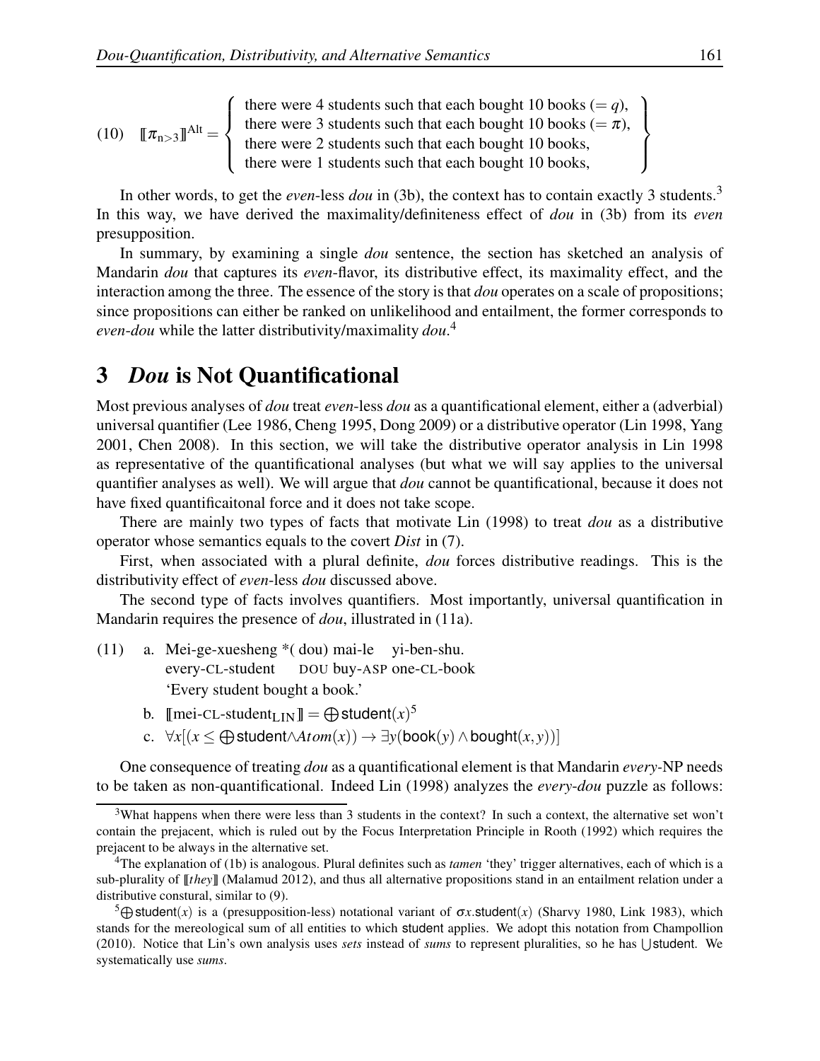(10) $[\![\pi_{n>3}]\!]^{\text{Alt}} = \left\{ \begin{array}{l} \text{there were 4 students such that each bought 10 books } (= q), \\ \text{there were 3 students such that each bought 10 books } (= \pi), \\ \text{there were 2 students such that each bought 10 books,} \\ \text{there were 1 students such that each bought 10 books,} \end{array} \right\}$

In other words, to get the *even*-less *dou* in (3b), the context has to contain exactly 3 students.[3] In this way, we have derived the maximality/definiteness effect of *dou* in (3b) from its *even* presupposition.

In summary, by examining a single *dou* sentence, the section has sketched an analysis of Mandarin *dou* that captures its *even*-flavor, its distributive effect, its maximality effect, and the interaction among the three. The essence of the story is that *dou* operates on a scale of propositions; since propositions can either be ranked on unlikelihood and entailment, the former corresponds to *even-dou* while the latter distributivity/maximality *dou*.[4]

## 3 *Dou* is Not Quantificational

Most previous analyses of *dou* treat *even*-less *dou* as a quantificational element, either a (adverbial) universal quantifier (Lee 1986, Cheng 1995, Dong 2009) or a distributive operator (Lin 1998, Yang 2001, Chen 2008). In this section, we will take the distributive operator analysis in Lin 1998 as representative of the quantificational analyses (but what we will say applies to the universal quantifier analyses as well). We will argue that *dou* cannot be quantificational, because it does not have fixed quantificaitonal force and it does not take scope.

There are mainly two types of facts that motivate Lin (1998) to treat *dou* as a distributive operator whose semantics equals to the covert *Dist* in (7).

First, when associated with a plural definite, *dou* forces distributive readings. This is the distributivity effect of *even*-less *dou* discussed above.

The second type of facts involves quantifiers. Most importantly, universal quantification in Mandarin requires the presence of *dou*, illustrated in (11a).

(11) a. Mei-ge-xuesheng *( dou) mai-le yi-ben-shu.
   every-CL-student DOU buy-ASP one-CL-book
   'Every student bought a book.'

   b. $[\![\text{mei-CL-student}_{\text{LIN}}]\!] = \bigoplus \text{student}(x)$[5]

   c. $\forall x[(x \leq \bigoplus \text{student} \wedge Atom(x)) \rightarrow \exists y(\text{book}(y) \wedge \text{bought}(x,y))]$

One consequence of treating *dou* as a quantificational element is that Mandarin *every*-NP needs to be taken as non-quantificational. Indeed Lin (1998) analyzes the *every-dou* puzzle as follows:

---

[3] What happens when there were less than 3 students in the context? In such a context, the alternative set won't contain the prejacent, which is ruled out by the Focus Interpretation Principle in Rooth (1992) which requires the prejacent to be always in the alternative set.

[4] The explanation of (1b) is analogous. Plural definites such as *tamen* 'they' trigger alternatives, each of which is a sub-plurality of $[\![they]\!]$ (Malamud 2012), and thus all alternative propositions stand in an entailment relation under a distributive constural, similar to (9).

[5] $\bigoplus \text{student}(x)$ is a (presupposition-less) notational variant of $\sigma x.\text{student}(x)$ (Sharvy 1980, Link 1983), which stands for the mereological sum of all entities to which student applies. We adopt this notation from Champollion (2010). Notice that Lin's own analysis uses *sets* instead of *sums* to represent pluralities, so he has $\bigcup$student. We systematically use *sums*.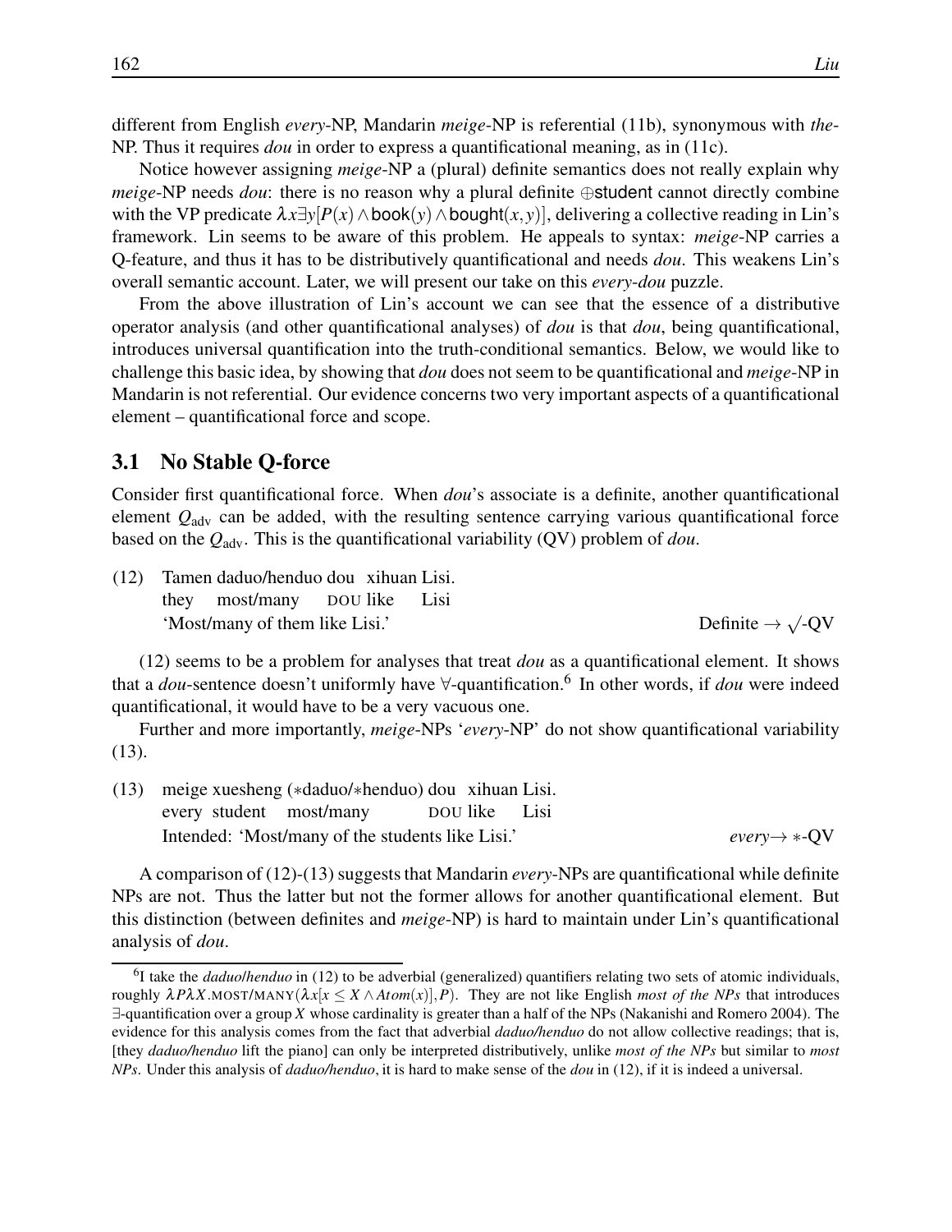different from English *every*-NP, Mandarin *meige*-NP is referential (11b), synonymous with *the*-NP. Thus it requires *dou* in order to express a quantificational meaning, as in (11c).

Notice however assigning *meige*-NP a (plural) definite semantics does not really explain why *meige*-NP needs *dou*: there is no reason why a plural definite $\oplus\textsf{student}$ cannot directly combine with the VP predicate $\lambda x \exists y[P(x) \wedge \textsf{book}(y) \wedge \textsf{bought}(x,y)]$, delivering a collective reading in Lin's framework. Lin seems to be aware of this problem. He appeals to syntax: *meige*-NP carries a Q-feature, and thus it has to be distributively quantificational and needs *dou*. This weakens Lin's overall semantic account. Later, we will present our take on this *every-dou* puzzle.

From the above illustration of Lin's account we can see that the essence of a distributive operator analysis (and other quantificational analyses) of *dou* is that *dou*, being quantificational, introduces universal quantification into the truth-conditional semantics. Below, we would like to challenge this basic idea, by showing that *dou* does not seem to be quantificational and *meige*-NP in Mandarin is not referential. Our evidence concerns two very important aspects of a quantificational element – quantificational force and scope.

## 3.1 No Stable Q-force

Consider first quantificational force. When *dou*'s associate is a definite, another quantificational element $Q_{\text{adv}}$ can be added, with the resulting sentence carrying various quantificational force based on the $Q_{\text{adv}}$. This is the quantificational variability (QV) problem of *dou*.

(12) Tamen daduo/henduo dou xihuan Lisi.
 they most/many DOU like Lisi
 'Most/many of them like Lisi.' Definite $\rightarrow \surd$-QV

(12) seems to be a problem for analyses that treat *dou* as a quantificational element. It shows that a *dou*-sentence doesn't uniformly have $\forall$-quantification.[6] In other words, if *dou* were indeed quantificational, it would have to be a very vacuous one.

Further and more importantly, *meige*-NPs '*every*-NP' do not show quantificational variability (13).

(13) meige xuesheng (*daduo/*henduo) dou xihuan Lisi.
 every student most/many DOU like Lisi
 Intended: 'Most/many of the students like Lisi.' *every* $\rightarrow$ *-QV

A comparison of (12)-(13) suggests that Mandarin *every*-NPs are quantificational while definite NPs are not. Thus the latter but not the former allows for another quantificational element. But this distinction (between definites and *meige*-NP) is hard to maintain under Lin's quantificational analysis of *dou*.

[6] I take the *daduo*/*henduo* in (12) to be adverbial (generalized) quantifiers relating two sets of atomic individuals, roughly $\lambda P \lambda X.\text{MOST/MANY}(\lambda x[x \leq X \wedge Atom(x)], P)$. They are not like English *most of the NPs* that introduces $\exists$-quantification over a group $X$ whose cardinality is greater than a half of the NPs (Nakanishi and Romero 2004). The evidence for this analysis comes from the fact that adverbial *daduo/henduo* do not allow collective readings; that is, [they *daduo/henduo* lift the piano] can only be interpreted distributively, unlike *most of the NPs* but similar to *most NPs*. Under this analysis of *daduo/henduo*, it is hard to make sense of the *dou* in (12), if it is indeed a universal.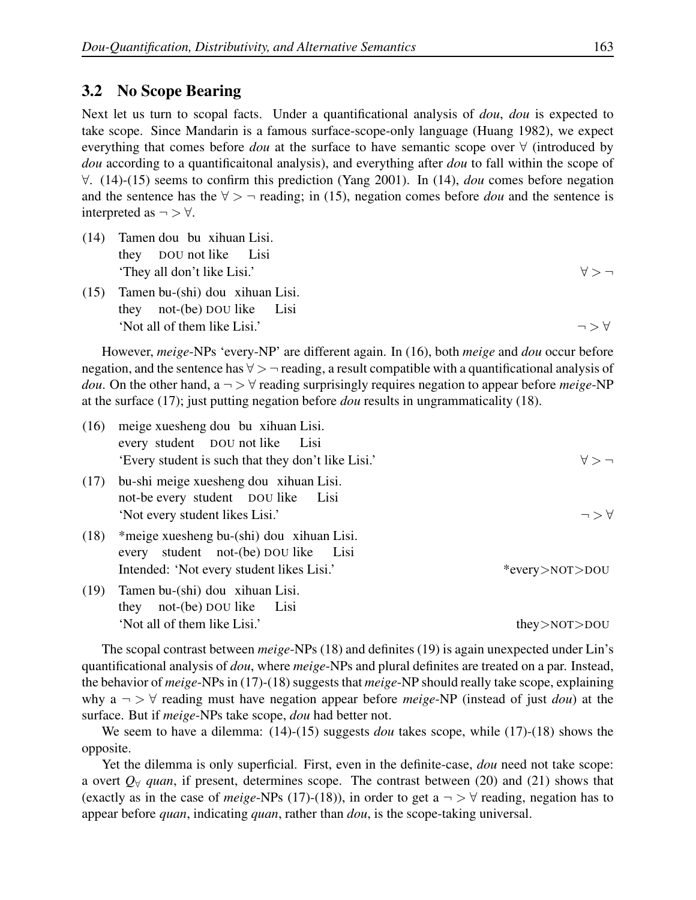## 3.2 No Scope Bearing

Next let us turn to scopal facts. Under a quantificational analysis of *dou*, *dou* is expected to take scope. Since Mandarin is a famous surface-scope-only language (Huang 1982), we expect everything that comes before *dou* at the surface to have semantic scope over $\forall$ (introduced by *dou* according to a quantificaitonal analysis), and everything after *dou* to fall within the scope of $\forall$. (14)-(15) seems to confirm this prediction (Yang 2001). In (14), *dou* comes before negation and the sentence has the $\forall > \neg$ reading; in (15), negation comes before *dou* and the sentence is interpreted as $\neg > \forall$.

(14) Tamen dou bu xihuan Lisi.
they DOU not like Lisi
'They all don't like Lisi.' $\forall > \neg$

(15) Tamen bu-(shi) dou xihuan Lisi.
they not-(be) DOU like Lisi
'Not all of them like Lisi.' $\neg > \forall$

However, *meige*-NPs 'every-NP' are different again. In (16), both *meige* and *dou* occur before negation, and the sentence has $\forall > \neg$ reading, a result compatible with a quantificational analysis of *dou*. On the other hand, a $\neg > \forall$ reading surprisingly requires negation to appear before *meige*-NP at the surface (17); just putting negation before *dou* results in ungrammaticality (18).

(16) meige xuesheng dou bu xihuan Lisi.
every student DOU not like Lisi
'Every student is such that they don't like Lisi.' $\forall > \neg$

(17) bu-shi meige xuesheng dou xihuan Lisi.
not-be every student DOU like Lisi
'Not every student likes Lisi.' $\neg > \forall$

(18) *meige xuesheng bu-(shi) dou xihuan Lisi.
every student not-(be) DOU like Lisi
Intended: 'Not every student likes Lisi.' *every>NOT>DOU

(19) Tamen bu-(shi) dou xihuan Lisi.
they not-(be) DOU like Lisi
'Not all of them like Lisi.' they>NOT>DOU

The scopal contrast between *meige*-NPs (18) and definites (19) is again unexpected under Lin's quantificational analysis of *dou*, where *meige*-NPs and plural definites are treated on a par. Instead, the behavior of *meige*-NPs in (17)-(18) suggests that *meige*-NP should really take scope, explaining why a $\neg > \forall$ reading must have negation appear before *meige*-NP (instead of just *dou*) at the surface. But if *meige*-NPs take scope, *dou* had better not.

We seem to have a dilemma: (14)-(15) suggests *dou* takes scope, while (17)-(18) shows the opposite.

Yet the dilemma is only superficial. First, even in the definite-case, *dou* need not take scope: a overt $Q_\forall$ *quan*, if present, determines scope. The contrast between (20) and (21) shows that (exactly as in the case of *meige*-NPs (17)-(18)), in order to get a $\neg > \forall$ reading, negation has to appear before *quan*, indicating *quan*, rather than *dou*, is the scope-taking universal.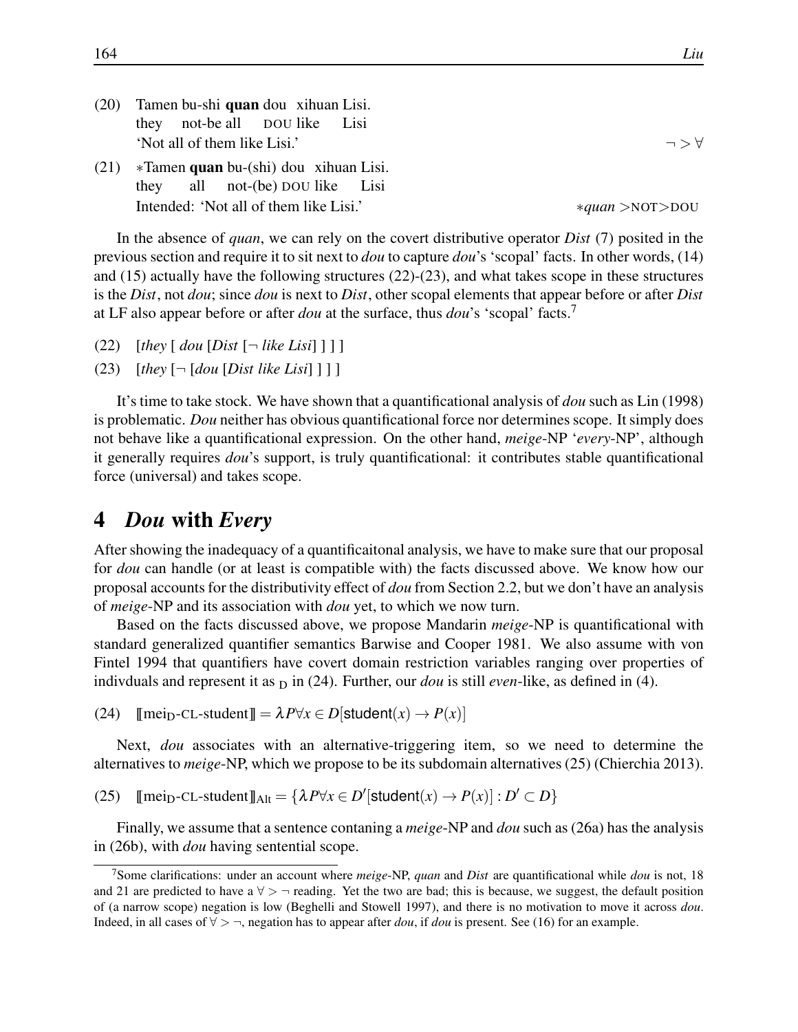(20) Tamen bu-shi **quan** dou xihuan Lisi.
they not-be all DOU like Lisi
'Not all of them like Lisi.' $\neg > \forall$

(21) *Tamen **quan** bu-(shi) dou xihuan Lisi.
they all not-(be) DOU like Lisi
Intended: 'Not all of them like Lisi.' **quan* >NOT>DOU

In the absence of *quan*, we can rely on the covert distributive operator *Dist* (7) posited in the previous section and require it to sit next to *dou* to capture *dou*'s 'scopal' facts. In other words, (14) and (15) actually have the following structures (22)-(23), and what takes scope in these structures is the *Dist*, not *dou*; since *dou* is next to *Dist*, other scopal elements that appear before or after *Dist* at LF also appear before or after *dou* at the surface, thus *dou*'s 'scopal' facts.[7]

(22) [*they* [ *dou* [*Dist* [$\neg$ *like Lisi*] ] ] ]

(23) [*they* [$\neg$ [*dou* [*Dist like Lisi*] ] ] ]

It's time to take stock. We have shown that a quantificational analysis of *dou* such as Lin (1998) is problematic. *Dou* neither has obvious quantificational force nor determines scope. It simply does not behave like a quantificational expression. On the other hand, *meige*-NP '*every*-NP', although it generally requires *dou*'s support, is truly quantificational: it contributes stable quantificational force (universal) and takes scope.

## 4 *Dou* with *Every*

After showing the inadequacy of a quantificaitonal analysis, we have to make sure that our proposal for *dou* can handle (or at least is compatible with) the facts discussed above. We know how our proposal accounts for the distributivity effect of *dou* from Section 2.2, but we don't have an analysis of *meige*-NP and its association with *dou* yet, to which we now turn.

Based on the facts discussed above, we propose Mandarin *meige*-NP is quantificational with standard generalized quantifier semantics Barwise and Cooper 1981. We also assume with von Fintel 1994 that quantifiers have covert domain restriction variables ranging over properties of indivduals and represent it as $_{\mathrm{D}}$ in (24). Further, our *dou* is still *even*-like, as defined in (4).

(24) $[\![\text{mei}_{\mathrm{D}}\text{-CL-student}]\!] = \lambda P \forall x \in D[\mathsf{student}(x) \rightarrow P(x)]$

Next, *dou* associates with an alternative-triggering item, so we need to determine the alternatives to *meige*-NP, which we propose to be its subdomain alternatives (25) (Chierchia 2013).

(25) $[\![\text{mei}_{\mathrm{D}}\text{-CL-student}]\!]_{\mathrm{Alt}} = \{\lambda P \forall x \in D'[\mathsf{student}(x) \rightarrow P(x)] : D' \subset D\}$

Finally, we assume that a sentence contaning a *meige*-NP and *dou* such as (26a) has the analysis in (26b), with *dou* having sentential scope.

[7] Some clarifications: under an account where *meige*-NP, *quan* and *Dist* are quantificational while *dou* is not, 18 and 21 are predicted to have a $\forall > \neg$ reading. Yet the two are bad; this is because, we suggest, the default position of (a narrow scope) negation is low (Beghelli and Stowell 1997), and there is no motivation to move it across *dou*. Indeed, in all cases of $\forall > \neg$, negation has to appear after *dou*, if *dou* is present. See (16) for an example.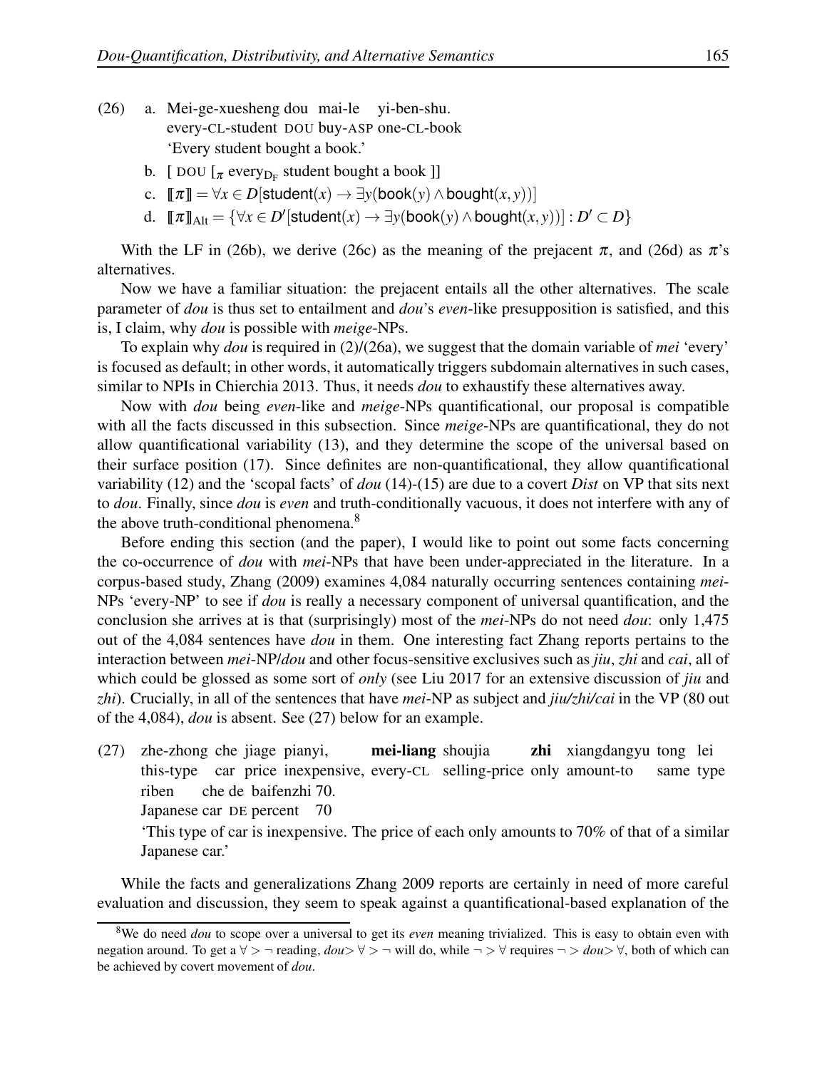(26) a. Mei-ge-xuesheng dou mai-le yi-ben-shu.
every-CL-student DOU buy-ASP one-CL-book
'Every student bought a book.'

b. [ DOU [$_\pi$ every$_{\text{D}_\text{F}}$ student bought a book ]]

c. $[\![\pi]\!] = \forall x \in D[\mathsf{student}(x) \rightarrow \exists y(\mathsf{book}(y) \wedge \mathsf{bought}(x,y))]$

d. $[\![\pi]\!]_{\text{Alt}} = \{\forall x \in D'[\mathsf{student}(x) \rightarrow \exists y(\mathsf{book}(y) \wedge \mathsf{bought}(x,y))] : D' \subset D\}$

With the LF in (26b), we derive (26c) as the meaning of the prejacent $\pi$, and (26d) as $\pi$'s alternatives.

Now we have a familiar situation: the prejacent entails all the other alternatives. The scale parameter of *dou* is thus set to entailment and *dou*'s *even*-like presupposition is satisfied, and this is, I claim, why *dou* is possible with *meige*-NPs.

To explain why *dou* is required in (2)/(26a), we suggest that the domain variable of *mei* 'every' is focused as default; in other words, it automatically triggers subdomain alternatives in such cases, similar to NPIs in Chierchia 2013. Thus, it needs *dou* to exhaustify these alternatives away.

Now with *dou* being *even*-like and *meige*-NPs quantificational, our proposal is compatible with all the facts discussed in this subsection. Since *meige*-NPs are quantificational, they do not allow quantificational variability (13), and they determine the scope of the universal based on their surface position (17). Since definites are non-quantificational, they allow quantificational variability (12) and the 'scopal facts' of *dou* (14)-(15) are due to a covert *Dist* on VP that sits next to *dou*. Finally, since *dou* is *even* and truth-conditionally vacuous, it does not interfere with any of the above truth-conditional phenomena.[8]

Before ending this section (and the paper), I would like to point out some facts concerning the co-occurrence of *dou* with *mei*-NPs that have been under-appreciated in the literature. In a corpus-based study, Zhang (2009) examines 4,084 naturally occurring sentences containing *mei*-NPs 'every-NP' to see if *dou* is really a necessary component of universal quantification, and the conclusion she arrives at is that (surprisingly) most of the *mei*-NPs do not need *dou*: only 1,475 out of the 4,084 sentences have *dou* in them. One interesting fact Zhang reports pertains to the interaction between *mei*-NP/*dou* and other focus-sensitive exclusives such as *jiu*, *zhi* and *cai*, all of which could be glossed as some sort of *only* (see Liu 2017 for an extensive discussion of *jiu* and *zhi*). Crucially, in all of the sentences that have *mei*-NP as subject and *jiu/zhi/cai* in the VP (80 out of the 4,084), *dou* is absent. See (27) below for an example.

(27) zhe-zhong che jiage pianyi, **mei-liang** shoujia **zhi** xiangdangyu tong lei riben che de baifenzhi 70.
this-type car price inexpensive, every-CL selling-price only amount-to same type Japanese car DE percent 70
'This type of car is inexpensive. The price of each only amounts to 70% of that of a similar Japanese car.'

While the facts and generalizations Zhang 2009 reports are certainly in need of more careful evaluation and discussion, they seem to speak against a quantificational-based explanation of the

[8] We do need *dou* to scope over a universal to get its *even* meaning trivialized. This is easy to obtain even with negation around. To get a $\forall > \neg$ reading, *dou*$> \forall > \neg$ will do, while $\neg > \forall$ requires $\neg >$ *dou*$> \forall$, both of which can be achieved by covert movement of *dou*.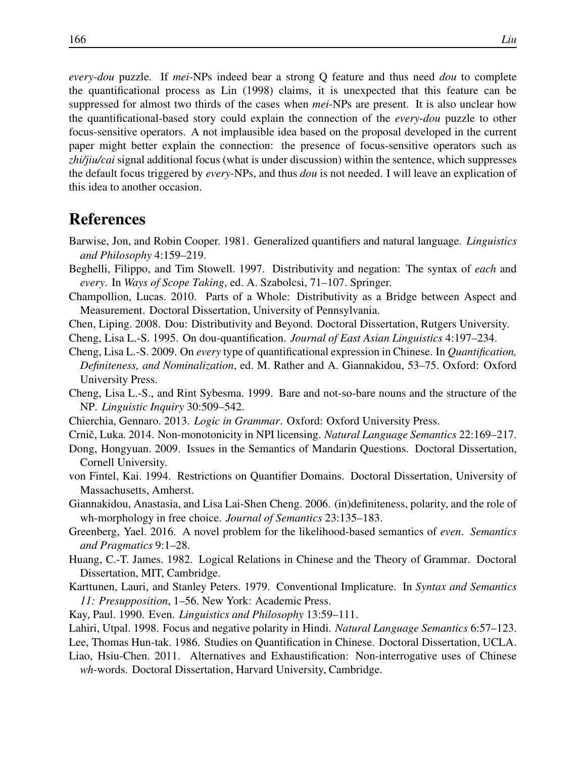*every-dou* puzzle. If *mei*-NPs indeed bear a strong Q feature and thus need *dou* to complete the quantificational process as Lin (1998) claims, it is unexpected that this feature can be suppressed for almost two thirds of the cases when *mei*-NPs are present. It is also unclear how the quantificational-based story could explain the connection of the *every-dou* puzzle to other focus-sensitive operators. A not implausible idea based on the proposal developed in the current paper might better explain the connection: the presence of focus-sensitive operators such as *zhi/jiu/cai* signal additional focus (what is under discussion) within the sentence, which suppresses the default focus triggered by *every*-NPs, and thus *dou* is not needed. I will leave an explication of this idea to another occasion.

## References

Barwise, Jon, and Robin Cooper. 1981. Generalized quantifiers and natural language. *Linguistics and Philosophy* 4:159–219.

Beghelli, Filippo, and Tim Stowell. 1997. Distributivity and negation: The syntax of *each* and *every*. In *Ways of Scope Taking*, ed. A. Szabolcsi, 71–107. Springer.

Champollion, Lucas. 2010. Parts of a Whole: Distributivity as a Bridge between Aspect and Measurement. Doctoral Dissertation, University of Pennsylvania.

Chen, Liping. 2008. Dou: Distributivity and Beyond. Doctoral Dissertation, Rutgers University.

Cheng, Lisa L.-S. 1995. On dou-quantification. *Journal of East Asian Linguistics* 4:197–234.

Cheng, Lisa L.-S. 2009. On *every* type of quantificational expression in Chinese. In *Quantification, Definiteness, and Nominalization*, ed. M. Rather and A. Giannakidou, 53–75. Oxford: Oxford University Press.

Cheng, Lisa L.-S., and Rint Sybesma. 1999. Bare and not-so-bare nouns and the structure of the NP. *Linguistic Inquiry* 30:509–542.

Chierchia, Gennaro. 2013. *Logic in Grammar*. Oxford: Oxford University Press.

Crnič, Luka. 2014. Non-monotonicity in NPI licensing. *Natural Language Semantics* 22:169–217.

Dong, Hongyuan. 2009. Issues in the Semantics of Mandarin Questions. Doctoral Dissertation, Cornell University.

von Fintel, Kai. 1994. Restrictions on Quantifier Domains. Doctoral Dissertation, University of Massachusetts, Amherst.

Giannakidou, Anastasia, and Lisa Lai-Shen Cheng. 2006. (in)definiteness, polarity, and the role of wh-morphology in free choice. *Journal of Semantics* 23:135–183.

Greenberg, Yael. 2016. A novel problem for the likelihood-based semantics of *even*. *Semantics and Pragmatics* 9:1–28.

Huang, C.-T. James. 1982. Logical Relations in Chinese and the Theory of Grammar. Doctoral Dissertation, MIT, Cambridge.

Karttunen, Lauri, and Stanley Peters. 1979. Conventional Implicature. In *Syntax and Semantics 11: Presupposition*, 1–56. New York: Academic Press.

Kay, Paul. 1990. Even. *Linguistics and Philosophy* 13:59–111.

Lahiri, Utpal. 1998. Focus and negative polarity in Hindi. *Natural Language Semantics* 6:57–123.

Lee, Thomas Hun-tak. 1986. Studies on Quantification in Chinese. Doctoral Dissertation, UCLA.

Liao, Hsiu-Chen. 2011. Alternatives and Exhaustification: Non-interrogative uses of Chinese *wh*-words. Doctoral Dissertation, Harvard University, Cambridge.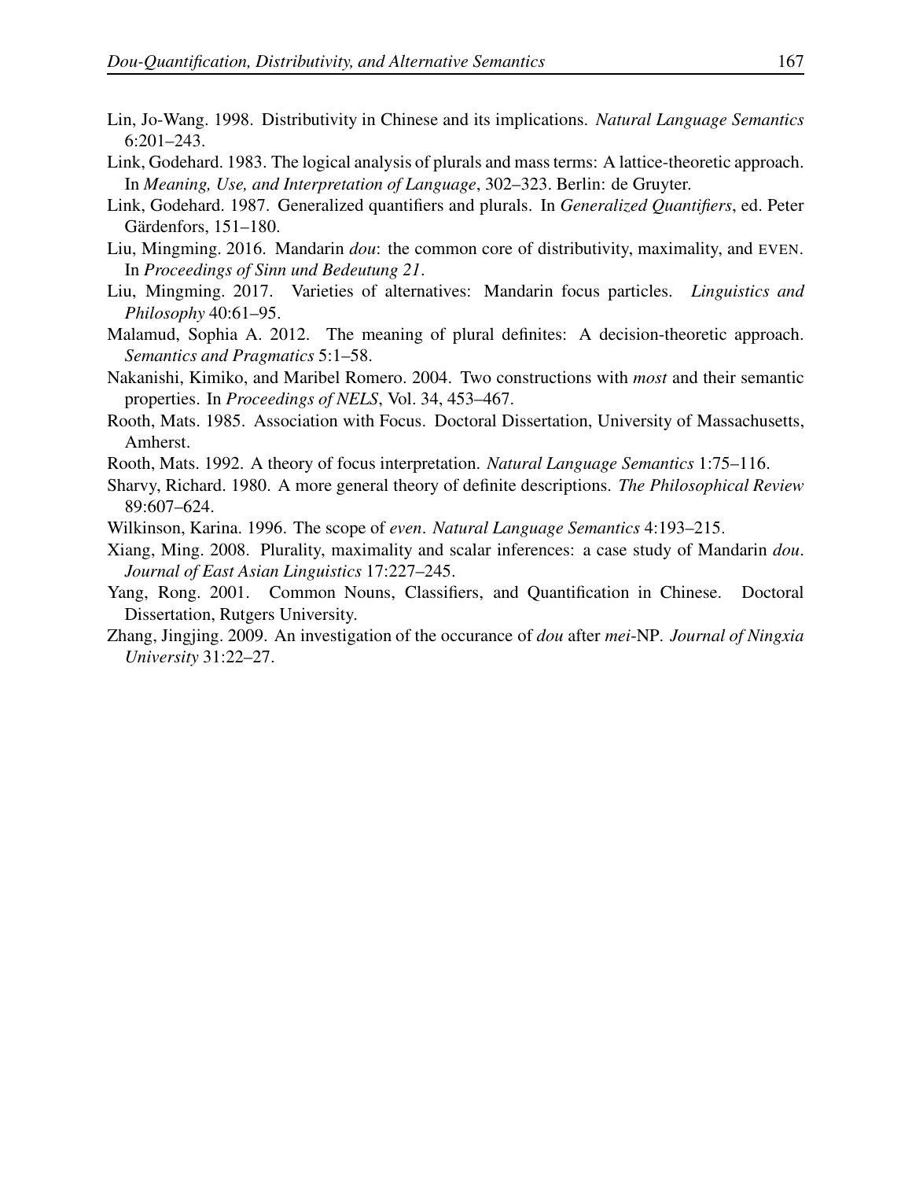Lin, Jo-Wang. 1998. Distributivity in Chinese and its implications. *Natural Language Semantics* 6:201–243.

Link, Godehard. 1983. The logical analysis of plurals and mass terms: A lattice-theoretic approach. In *Meaning, Use, and Interpretation of Language*, 302–323. Berlin: de Gruyter.

Link, Godehard. 1987. Generalized quantifiers and plurals. In *Generalized Quantifiers*, ed. Peter Gärdenfors, 151–180.

Liu, Mingming. 2016. Mandarin *dou*: the common core of distributivity, maximality, and EVEN. In *Proceedings of Sinn und Bedeutung 21*.

Liu, Mingming. 2017. Varieties of alternatives: Mandarin focus particles. *Linguistics and Philosophy* 40:61–95.

Malamud, Sophia A. 2012. The meaning of plural definites: A decision-theoretic approach. *Semantics and Pragmatics* 5:1–58.

Nakanishi, Kimiko, and Maribel Romero. 2004. Two constructions with *most* and their semantic properties. In *Proceedings of NELS*, Vol. 34, 453–467.

Rooth, Mats. 1985. Association with Focus. Doctoral Dissertation, University of Massachusetts, Amherst.

Rooth, Mats. 1992. A theory of focus interpretation. *Natural Language Semantics* 1:75–116.

Sharvy, Richard. 1980. A more general theory of definite descriptions. *The Philosophical Review* 89:607–624.

Wilkinson, Karina. 1996. The scope of *even*. *Natural Language Semantics* 4:193–215.

Xiang, Ming. 2008. Plurality, maximality and scalar inferences: a case study of Mandarin *dou*. *Journal of East Asian Linguistics* 17:227–245.

Yang, Rong. 2001. Common Nouns, Classifiers, and Quantification in Chinese. Doctoral Dissertation, Rutgers University.

Zhang, Jingjing. 2009. An investigation of the occurance of *dou* after *mei*-NP. *Journal of Ningxia University* 31:22–27.